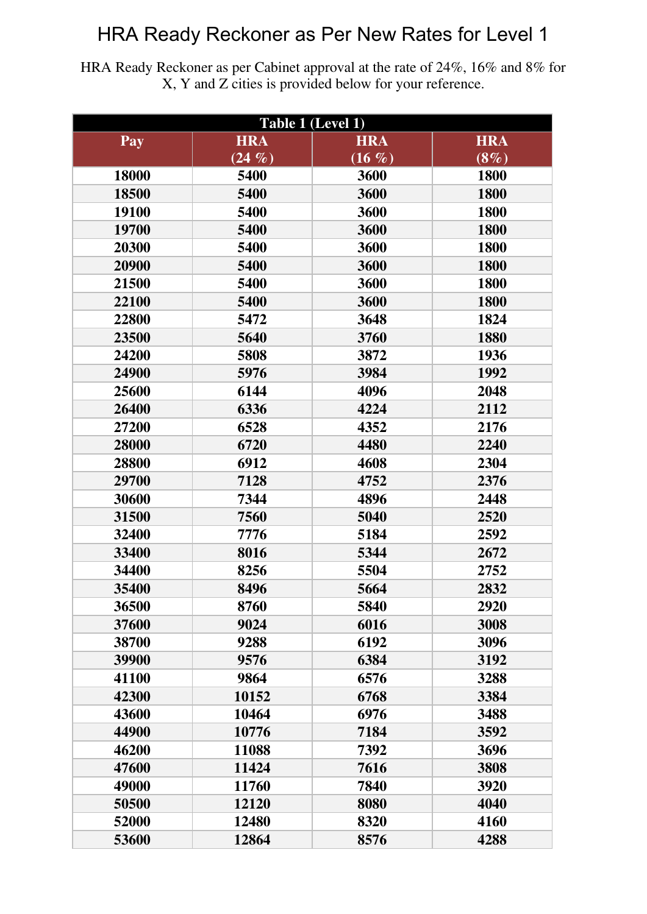# HRA Ready Reckoner as Per New Rates for Level 1

HRA Ready Reckoner as per Cabinet approval at the rate of 24%, 16% and 8% for X, Y and Z cities is provided below for your reference.

| **Table 1 (Level 1)** | | | |
|---|---|---|---|
| **Pay** | **HRA (24 %)** | **HRA (16 %)** | **HRA (8%)** |
| 18000 | 5400 | 3600 | 1800 |
| 18500 | 5400 | 3600 | 1800 |
| 19100 | 5400 | 3600 | 1800 |
| 19700 | 5400 | 3600 | 1800 |
| 20300 | 5400 | 3600 | 1800 |
| 20900 | 5400 | 3600 | 1800 |
| 21500 | 5400 | 3600 | 1800 |
| 22100 | 5400 | 3600 | 1800 |
| 22800 | 5472 | 3648 | 1824 |
| 23500 | 5640 | 3760 | 1880 |
| 24200 | 5808 | 3872 | 1936 |
| 24900 | 5976 | 3984 | 1992 |
| 25600 | 6144 | 4096 | 2048 |
| 26400 | 6336 | 4224 | 2112 |
| 27200 | 6528 | 4352 | 2176 |
| 28000 | 6720 | 4480 | 2240 |
| 28800 | 6912 | 4608 | 2304 |
| 29700 | 7128 | 4752 | 2376 |
| 30600 | 7344 | 4896 | 2448 |
| 31500 | 7560 | 5040 | 2520 |
| 32400 | 7776 | 5184 | 2592 |
| 33400 | 8016 | 5344 | 2672 |
| 34400 | 8256 | 5504 | 2752 |
| 35400 | 8496 | 5664 | 2832 |
| 36500 | 8760 | 5840 | 2920 |
| 37600 | 9024 | 6016 | 3008 |
| 38700 | 9288 | 6192 | 3096 |
| 39900 | 9576 | 6384 | 3192 |
| 41100 | 9864 | 6576 | 3288 |
| 42300 | 10152 | 6768 | 3384 |
| 43600 | 10464 | 6976 | 3488 |
| 44900 | 10776 | 7184 | 3592 |
| 46200 | 11088 | 7392 | 3696 |
| 47600 | 11424 | 7616 | 3808 |
| 49000 | 11760 | 7840 | 3920 |
| 50500 | 12120 | 8080 | 4040 |
| 52000 | 12480 | 8320 | 4160 |
| 53600 | 12864 | 8576 | 4288 |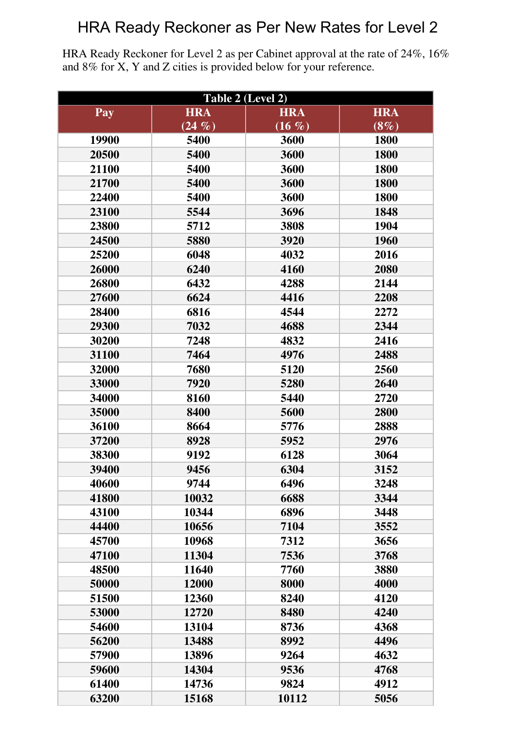# HRA Ready Reckoner as Per New Rates for Level 2

HRA Ready Reckoner for Level 2 as per Cabinet approval at the rate of 24%, 16% and 8% for X, Y and Z cities is provided below for your reference.

| Table 2 (Level 2) | | | |
|---|---|---|---|
| **Pay** | **HRA (24 %)** | **HRA (16 %)** | **HRA (8%)** |
| 19900 | 5400 | 3600 | 1800 |
| 20500 | 5400 | 3600 | 1800 |
| 21100 | 5400 | 3600 | 1800 |
| 21700 | 5400 | 3600 | 1800 |
| 22400 | 5400 | 3600 | 1800 |
| 23100 | 5544 | 3696 | 1848 |
| 23800 | 5712 | 3808 | 1904 |
| 24500 | 5880 | 3920 | 1960 |
| 25200 | 6048 | 4032 | 2016 |
| 26000 | 6240 | 4160 | 2080 |
| 26800 | 6432 | 4288 | 2144 |
| 27600 | 6624 | 4416 | 2208 |
| 28400 | 6816 | 4544 | 2272 |
| 29300 | 7032 | 4688 | 2344 |
| 30200 | 7248 | 4832 | 2416 |
| 31100 | 7464 | 4976 | 2488 |
| 32000 | 7680 | 5120 | 2560 |
| 33000 | 7920 | 5280 | 2640 |
| 34000 | 8160 | 5440 | 2720 |
| 35000 | 8400 | 5600 | 2800 |
| 36100 | 8664 | 5776 | 2888 |
| 37200 | 8928 | 5952 | 2976 |
| 38300 | 9192 | 6128 | 3064 |
| 39400 | 9456 | 6304 | 3152 |
| 40600 | 9744 | 6496 | 3248 |
| 41800 | 10032 | 6688 | 3344 |
| 43100 | 10344 | 6896 | 3448 |
| 44400 | 10656 | 7104 | 3552 |
| 45700 | 10968 | 7312 | 3656 |
| 47100 | 11304 | 7536 | 3768 |
| 48500 | 11640 | 7760 | 3880 |
| 50000 | 12000 | 8000 | 4000 |
| 51500 | 12360 | 8240 | 4120 |
| 53000 | 12720 | 8480 | 4240 |
| 54600 | 13104 | 8736 | 4368 |
| 56200 | 13488 | 8992 | 4496 |
| 57900 | 13896 | 9264 | 4632 |
| 59600 | 14304 | 9536 | 4768 |
| 61400 | 14736 | 9824 | 4912 |
| 63200 | 15168 | 10112 | 5056 |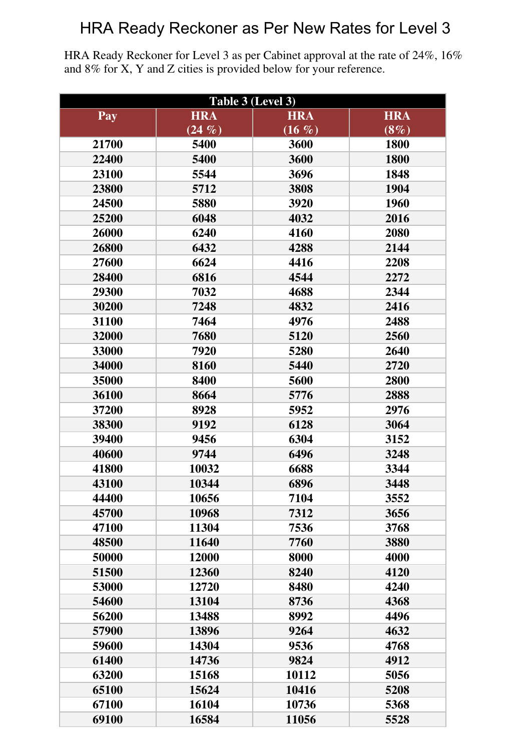# HRA Ready Reckoner as Per New Rates for Level 3

HRA Ready Reckoner for Level 3 as per Cabinet approval at the rate of 24%, 16% and 8% for X, Y and Z cities is provided below for your reference.

| Table 3 (Level 3) | | | |
|---|---|---|---|
| **Pay** | **HRA (24 %)** | **HRA (16 %)** | **HRA (8%)** |
| 21700 | 5400 | 3600 | 1800 |
| 22400 | 5400 | 3600 | 1800 |
| 23100 | 5544 | 3696 | 1848 |
| 23800 | 5712 | 3808 | 1904 |
| 24500 | 5880 | 3920 | 1960 |
| 25200 | 6048 | 4032 | 2016 |
| 26000 | 6240 | 4160 | 2080 |
| 26800 | 6432 | 4288 | 2144 |
| 27600 | 6624 | 4416 | 2208 |
| 28400 | 6816 | 4544 | 2272 |
| 29300 | 7032 | 4688 | 2344 |
| 30200 | 7248 | 4832 | 2416 |
| 31100 | 7464 | 4976 | 2488 |
| 32000 | 7680 | 5120 | 2560 |
| 33000 | 7920 | 5280 | 2640 |
| 34000 | 8160 | 5440 | 2720 |
| 35000 | 8400 | 5600 | 2800 |
| 36100 | 8664 | 5776 | 2888 |
| 37200 | 8928 | 5952 | 2976 |
| 38300 | 9192 | 6128 | 3064 |
| 39400 | 9456 | 6304 | 3152 |
| 40600 | 9744 | 6496 | 3248 |
| 41800 | 10032 | 6688 | 3344 |
| 43100 | 10344 | 6896 | 3448 |
| 44400 | 10656 | 7104 | 3552 |
| 45700 | 10968 | 7312 | 3656 |
| 47100 | 11304 | 7536 | 3768 |
| 48500 | 11640 | 7760 | 3880 |
| 50000 | 12000 | 8000 | 4000 |
| 51500 | 12360 | 8240 | 4120 |
| 53000 | 12720 | 8480 | 4240 |
| 54600 | 13104 | 8736 | 4368 |
| 56200 | 13488 | 8992 | 4496 |
| 57900 | 13896 | 9264 | 4632 |
| 59600 | 14304 | 9536 | 4768 |
| 61400 | 14736 | 9824 | 4912 |
| 63200 | 15168 | 10112 | 5056 |
| 65100 | 15624 | 10416 | 5208 |
| 67100 | 16104 | 10736 | 5368 |
| 69100 | 16584 | 11056 | 5528 |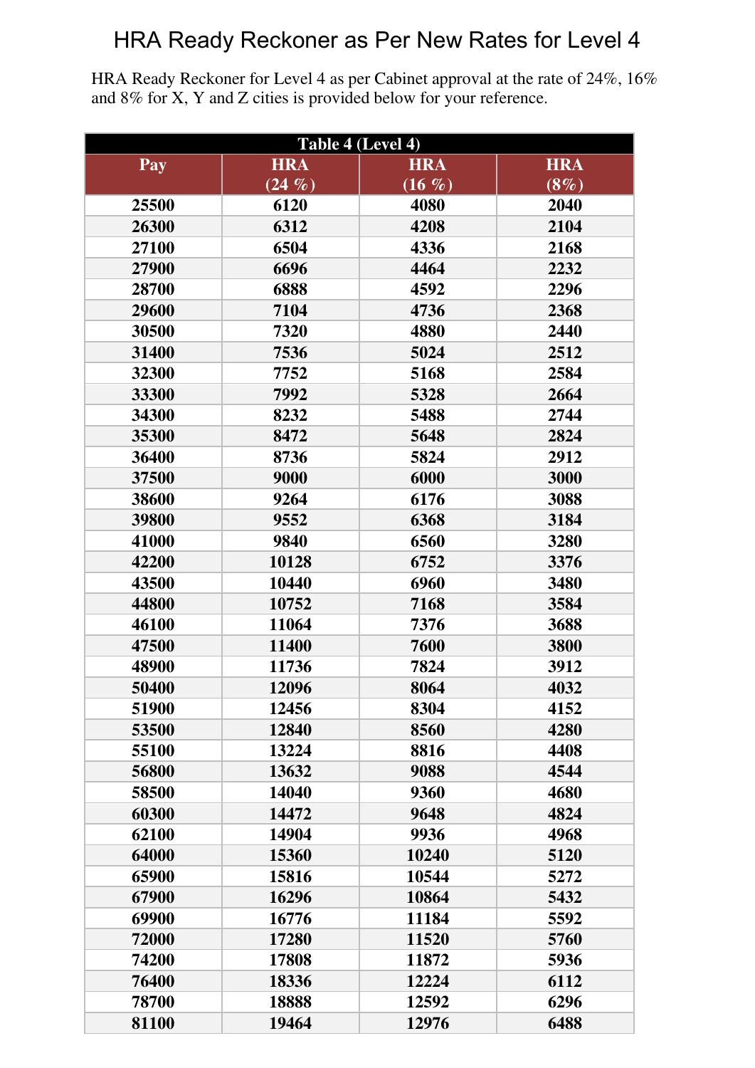# HRA Ready Reckoner as Per New Rates for Level 4

HRA Ready Reckoner for Level 4 as per Cabinet approval at the rate of 24%, 16% and 8% for X, Y and Z cities is provided below for your reference.

| Table 4 (Level 4) | | | |
|---|---|---|---|
| **Pay** | **HRA (24 %)** | **HRA (16 %)** | **HRA (8%)** |
| 25500 | 6120 | 4080 | 2040 |
| 26300 | 6312 | 4208 | 2104 |
| 27100 | 6504 | 4336 | 2168 |
| 27900 | 6696 | 4464 | 2232 |
| 28700 | 6888 | 4592 | 2296 |
| 29600 | 7104 | 4736 | 2368 |
| 30500 | 7320 | 4880 | 2440 |
| 31400 | 7536 | 5024 | 2512 |
| 32300 | 7752 | 5168 | 2584 |
| 33300 | 7992 | 5328 | 2664 |
| 34300 | 8232 | 5488 | 2744 |
| 35300 | 8472 | 5648 | 2824 |
| 36400 | 8736 | 5824 | 2912 |
| 37500 | 9000 | 6000 | 3000 |
| 38600 | 9264 | 6176 | 3088 |
| 39800 | 9552 | 6368 | 3184 |
| 41000 | 9840 | 6560 | 3280 |
| 42200 | 10128 | 6752 | 3376 |
| 43500 | 10440 | 6960 | 3480 |
| 44800 | 10752 | 7168 | 3584 |
| 46100 | 11064 | 7376 | 3688 |
| 47500 | 11400 | 7600 | 3800 |
| 48900 | 11736 | 7824 | 3912 |
| 50400 | 12096 | 8064 | 4032 |
| 51900 | 12456 | 8304 | 4152 |
| 53500 | 12840 | 8560 | 4280 |
| 55100 | 13224 | 8816 | 4408 |
| 56800 | 13632 | 9088 | 4544 |
| 58500 | 14040 | 9360 | 4680 |
| 60300 | 14472 | 9648 | 4824 |
| 62100 | 14904 | 9936 | 4968 |
| 64000 | 15360 | 10240 | 5120 |
| 65900 | 15816 | 10544 | 5272 |
| 67900 | 16296 | 10864 | 5432 |
| 69900 | 16776 | 11184 | 5592 |
| 72000 | 17280 | 11520 | 5760 |
| 74200 | 17808 | 11872 | 5936 |
| 76400 | 18336 | 12224 | 6112 |
| 78700 | 18888 | 12592 | 6296 |
| 81100 | 19464 | 12976 | 6488 |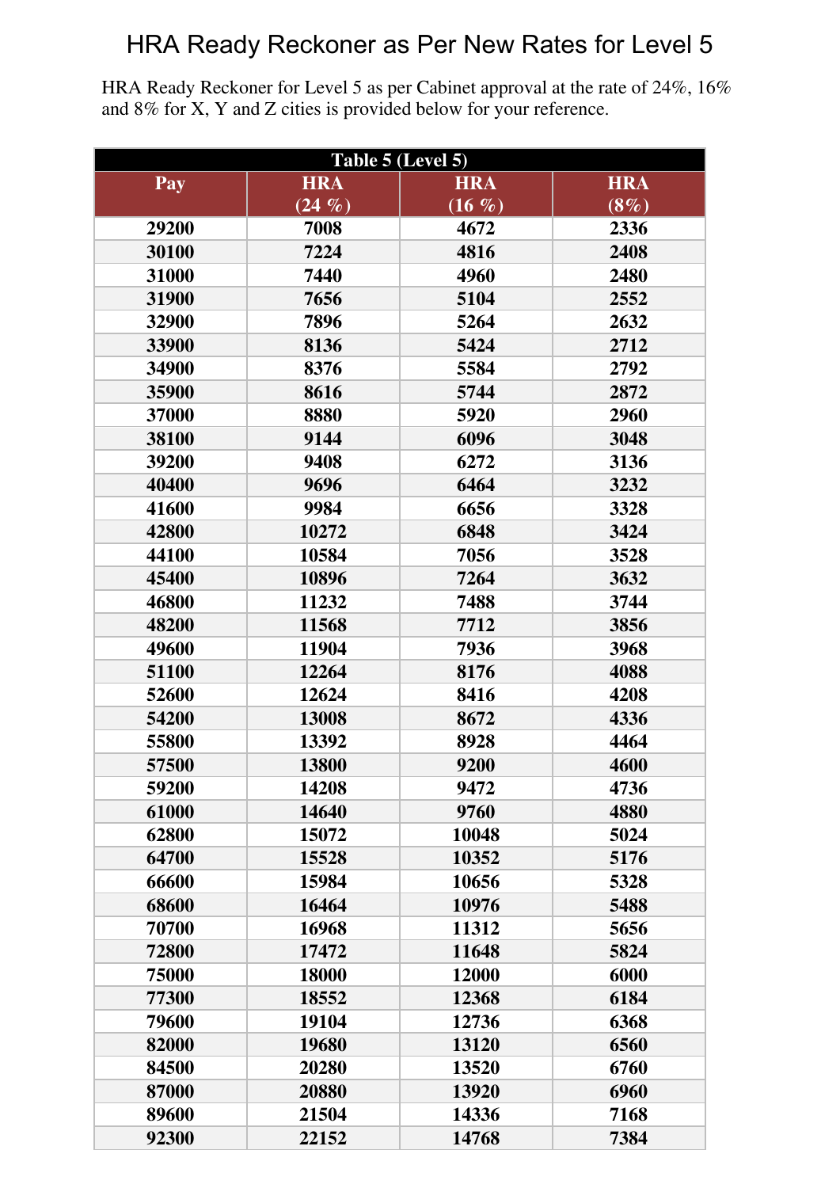# HRA Ready Reckoner as Per New Rates for Level 5

HRA Ready Reckoner for Level 5 as per Cabinet approval at the rate of 24%, 16% and 8% for X, Y and Z cities is provided below for your reference.

| Table 5 (Level 5) | | | |
|---|---|---|---|
| **Pay** | **HRA (24 %)** | **HRA (16 %)** | **HRA (8%)** |
| 29200 | 7008 | 4672 | 2336 |
| 30100 | 7224 | 4816 | 2408 |
| 31000 | 7440 | 4960 | 2480 |
| 31900 | 7656 | 5104 | 2552 |
| 32900 | 7896 | 5264 | 2632 |
| 33900 | 8136 | 5424 | 2712 |
| 34900 | 8376 | 5584 | 2792 |
| 35900 | 8616 | 5744 | 2872 |
| 37000 | 8880 | 5920 | 2960 |
| 38100 | 9144 | 6096 | 3048 |
| 39200 | 9408 | 6272 | 3136 |
| 40400 | 9696 | 6464 | 3232 |
| 41600 | 9984 | 6656 | 3328 |
| 42800 | 10272 | 6848 | 3424 |
| 44100 | 10584 | 7056 | 3528 |
| 45400 | 10896 | 7264 | 3632 |
| 46800 | 11232 | 7488 | 3744 |
| 48200 | 11568 | 7712 | 3856 |
| 49600 | 11904 | 7936 | 3968 |
| 51100 | 12264 | 8176 | 4088 |
| 52600 | 12624 | 8416 | 4208 |
| 54200 | 13008 | 8672 | 4336 |
| 55800 | 13392 | 8928 | 4464 |
| 57500 | 13800 | 9200 | 4600 |
| 59200 | 14208 | 9472 | 4736 |
| 61000 | 14640 | 9760 | 4880 |
| 62800 | 15072 | 10048 | 5024 |
| 64700 | 15528 | 10352 | 5176 |
| 66600 | 15984 | 10656 | 5328 |
| 68600 | 16464 | 10976 | 5488 |
| 70700 | 16968 | 11312 | 5656 |
| 72800 | 17472 | 11648 | 5824 |
| 75000 | 18000 | 12000 | 6000 |
| 77300 | 18552 | 12368 | 6184 |
| 79600 | 19104 | 12736 | 6368 |
| 82000 | 19680 | 13120 | 6560 |
| 84500 | 20280 | 13520 | 6760 |
| 87000 | 20880 | 13920 | 6960 |
| 89600 | 21504 | 14336 | 7168 |
| 92300 | 22152 | 14768 | 7384 |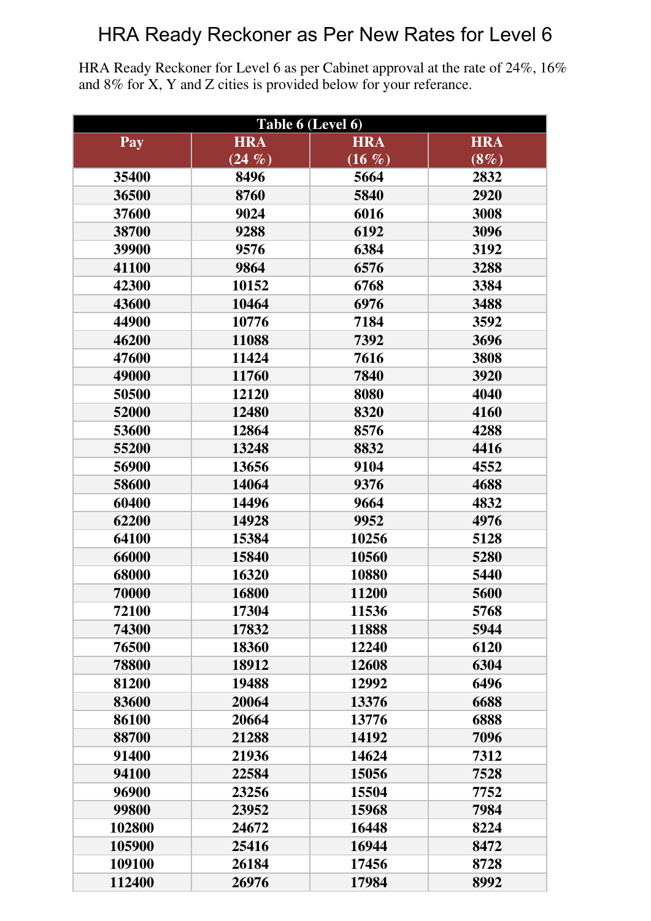# HRA Ready Reckoner as Per New Rates for Level 6

HRA Ready Reckoner for Level 6 as per Cabinet approval at the rate of 24%, 16% and 8% for X, Y and Z cities is provided below for your referance.

| Table 6 (Level 6) | | | |
|---|---|---|---|
| **Pay** | **HRA (24 %)** | **HRA (16 %)** | **HRA (8%)** |
| 35400 | 8496 | 5664 | 2832 |
| 36500 | 8760 | 5840 | 2920 |
| 37600 | 9024 | 6016 | 3008 |
| 38700 | 9288 | 6192 | 3096 |
| 39900 | 9576 | 6384 | 3192 |
| 41100 | 9864 | 6576 | 3288 |
| 42300 | 10152 | 6768 | 3384 |
| 43600 | 10464 | 6976 | 3488 |
| 44900 | 10776 | 7184 | 3592 |
| 46200 | 11088 | 7392 | 3696 |
| 47600 | 11424 | 7616 | 3808 |
| 49000 | 11760 | 7840 | 3920 |
| 50500 | 12120 | 8080 | 4040 |
| 52000 | 12480 | 8320 | 4160 |
| 53600 | 12864 | 8576 | 4288 |
| 55200 | 13248 | 8832 | 4416 |
| 56900 | 13656 | 9104 | 4552 |
| 58600 | 14064 | 9376 | 4688 |
| 60400 | 14496 | 9664 | 4832 |
| 62200 | 14928 | 9952 | 4976 |
| 64100 | 15384 | 10256 | 5128 |
| 66000 | 15840 | 10560 | 5280 |
| 68000 | 16320 | 10880 | 5440 |
| 70000 | 16800 | 11200 | 5600 |
| 72100 | 17304 | 11536 | 5768 |
| 74300 | 17832 | 11888 | 5944 |
| 76500 | 18360 | 12240 | 6120 |
| 78800 | 18912 | 12608 | 6304 |
| 81200 | 19488 | 12992 | 6496 |
| 83600 | 20064 | 13376 | 6688 |
| 86100 | 20664 | 13776 | 6888 |
| 88700 | 21288 | 14192 | 7096 |
| 91400 | 21936 | 14624 | 7312 |
| 94100 | 22584 | 15056 | 7528 |
| 96900 | 23256 | 15504 | 7752 |
| 99800 | 23952 | 15968 | 7984 |
| 102800 | 24672 | 16448 | 8224 |
| 105900 | 25416 | 16944 | 8472 |
| 109100 | 26184 | 17456 | 8728 |
| 112400 | 26976 | 17984 | 8992 |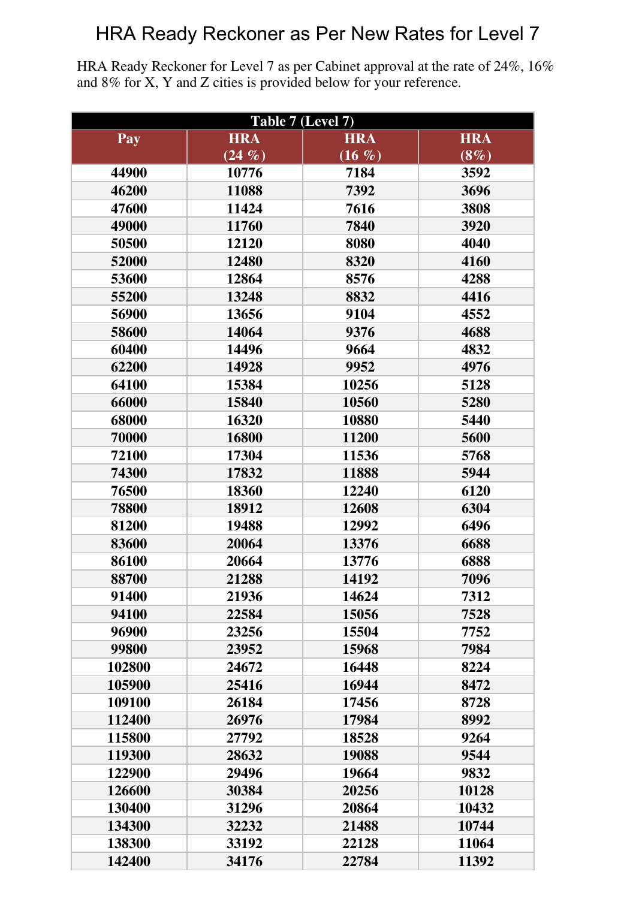# HRA Ready Reckoner as Per New Rates for Level 7

HRA Ready Reckoner for Level 7 as per Cabinet approval at the rate of 24%, 16% and 8% for X, Y and Z cities is provided below for your reference.

| Table 7 (Level 7) | | | |
|---|---|---|---|
| **Pay** | **HRA (24 %)** | **HRA (16 %)** | **HRA (8%)** |
| 44900 | 10776 | 7184 | 3592 |
| 46200 | 11088 | 7392 | 3696 |
| 47600 | 11424 | 7616 | 3808 |
| 49000 | 11760 | 7840 | 3920 |
| 50500 | 12120 | 8080 | 4040 |
| 52000 | 12480 | 8320 | 4160 |
| 53600 | 12864 | 8576 | 4288 |
| 55200 | 13248 | 8832 | 4416 |
| 56900 | 13656 | 9104 | 4552 |
| 58600 | 14064 | 9376 | 4688 |
| 60400 | 14496 | 9664 | 4832 |
| 62200 | 14928 | 9952 | 4976 |
| 64100 | 15384 | 10256 | 5128 |
| 66000 | 15840 | 10560 | 5280 |
| 68000 | 16320 | 10880 | 5440 |
| 70000 | 16800 | 11200 | 5600 |
| 72100 | 17304 | 11536 | 5768 |
| 74300 | 17832 | 11888 | 5944 |
| 76500 | 18360 | 12240 | 6120 |
| 78800 | 18912 | 12608 | 6304 |
| 81200 | 19488 | 12992 | 6496 |
| 83600 | 20064 | 13376 | 6688 |
| 86100 | 20664 | 13776 | 6888 |
| 88700 | 21288 | 14192 | 7096 |
| 91400 | 21936 | 14624 | 7312 |
| 94100 | 22584 | 15056 | 7528 |
| 96900 | 23256 | 15504 | 7752 |
| 99800 | 23952 | 15968 | 7984 |
| 102800 | 24672 | 16448 | 8224 |
| 105900 | 25416 | 16944 | 8472 |
| 109100 | 26184 | 17456 | 8728 |
| 112400 | 26976 | 17984 | 8992 |
| 115800 | 27792 | 18528 | 9264 |
| 119300 | 28632 | 19088 | 9544 |
| 122900 | 29496 | 19664 | 9832 |
| 126600 | 30384 | 20256 | 10128 |
| 130400 | 31296 | 20864 | 10432 |
| 134300 | 32232 | 21488 | 10744 |
| 138300 | 33192 | 22128 | 11064 |
| 142400 | 34176 | 22784 | 11392 |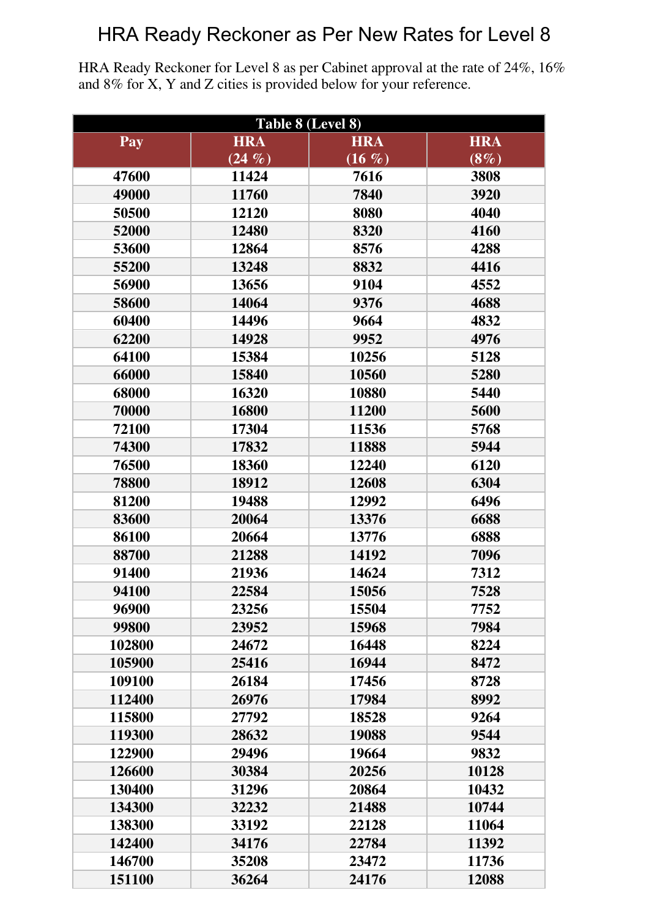# HRA Ready Reckoner as Per New Rates for Level 8

HRA Ready Reckoner for Level 8 as per Cabinet approval at the rate of 24%, 16% and 8% for X, Y and Z cities is provided below for your reference.

| Table 8 (Level 8) | | | |
|---|---|---|---|
| **Pay** | **HRA (24 %)** | **HRA (16 %)** | **HRA (8%)** |
| 47600 | 11424 | 7616 | 3808 |
| 49000 | 11760 | 7840 | 3920 |
| 50500 | 12120 | 8080 | 4040 |
| 52000 | 12480 | 8320 | 4160 |
| 53600 | 12864 | 8576 | 4288 |
| 55200 | 13248 | 8832 | 4416 |
| 56900 | 13656 | 9104 | 4552 |
| 58600 | 14064 | 9376 | 4688 |
| 60400 | 14496 | 9664 | 4832 |
| 62200 | 14928 | 9952 | 4976 |
| 64100 | 15384 | 10256 | 5128 |
| 66000 | 15840 | 10560 | 5280 |
| 68000 | 16320 | 10880 | 5440 |
| 70000 | 16800 | 11200 | 5600 |
| 72100 | 17304 | 11536 | 5768 |
| 74300 | 17832 | 11888 | 5944 |
| 76500 | 18360 | 12240 | 6120 |
| 78800 | 18912 | 12608 | 6304 |
| 81200 | 19488 | 12992 | 6496 |
| 83600 | 20064 | 13376 | 6688 |
| 86100 | 20664 | 13776 | 6888 |
| 88700 | 21288 | 14192 | 7096 |
| 91400 | 21936 | 14624 | 7312 |
| 94100 | 22584 | 15056 | 7528 |
| 96900 | 23256 | 15504 | 7752 |
| 99800 | 23952 | 15968 | 7984 |
| 102800 | 24672 | 16448 | 8224 |
| 105900 | 25416 | 16944 | 8472 |
| 109100 | 26184 | 17456 | 8728 |
| 112400 | 26976 | 17984 | 8992 |
| 115800 | 27792 | 18528 | 9264 |
| 119300 | 28632 | 19088 | 9544 |
| 122900 | 29496 | 19664 | 9832 |
| 126600 | 30384 | 20256 | 10128 |
| 130400 | 31296 | 20864 | 10432 |
| 134300 | 32232 | 21488 | 10744 |
| 138300 | 33192 | 22128 | 11064 |
| 142400 | 34176 | 22784 | 11392 |
| 146700 | 35208 | 23472 | 11736 |
| 151100 | 36264 | 24176 | 12088 |